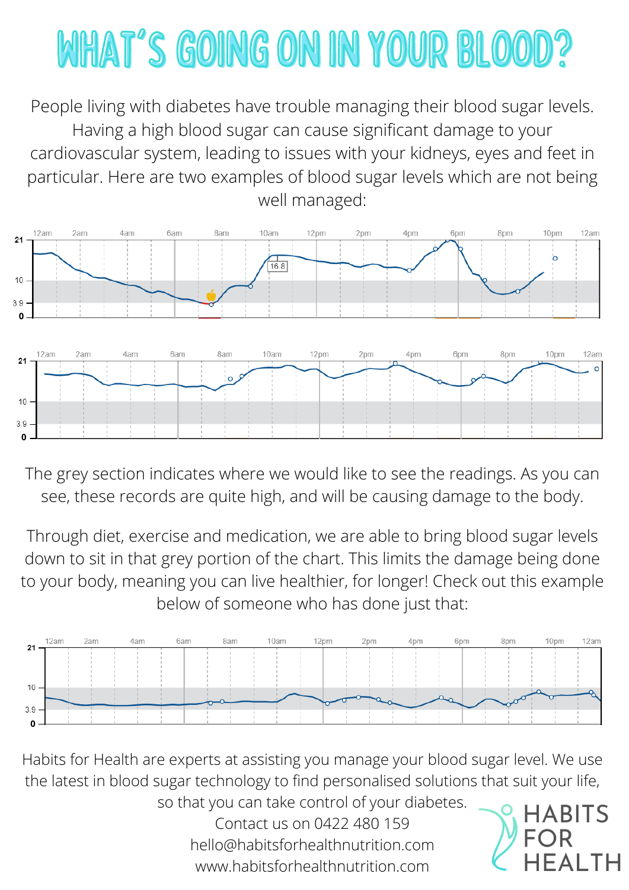# WHAT'S GOING ON IN YOUR BLOOD?

People living with diabetes have trouble managing their blood sugar levels. Having a high blood sugar can cause significant damage to your cardiovascular system, leading to issues with your kidneys, eyes and feet in particular. Here are two examples of blood sugar levels which are not being well managed:

The grey section indicates where we would like to see the readings. As you can see, these records are quite high, and will be causing damage to the body.

Through diet, exercise and medication, we are able to bring blood sugar levels down to sit in that grey portion of the chart. This limits the damage being done to your body, meaning you can live healthier, for longer! Check out this example below of someone who has done just that:

Habits for Health are experts at assisting you manage your blood sugar level. We use the latest in blood sugar technology to find personalised solutions that suit your life, so that you can take control of your diabetes.

Contact us on 0422 480 159

hello@habitsforhealthnutrition.com

www.habitsforhealthnutrition.com

HABITS FOR HEALTH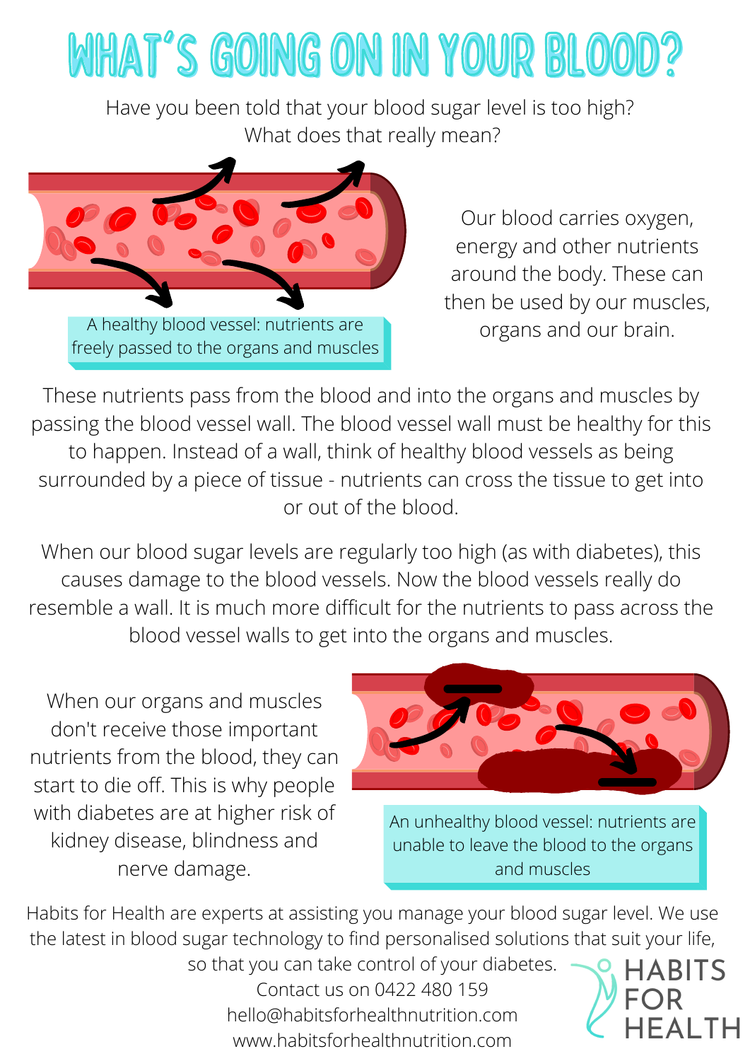# WHAT'S GOING ON IN YOUR BLOOD?

Have you been told that your blood sugar level is too high?
What does that really mean?

A healthy blood vessel: nutrients are freely passed to the organs and muscles

Our blood carries oxygen, energy and other nutrients around the body. These can then be used by our muscles, organs and our brain.

These nutrients pass from the blood and into the organs and muscles by passing the blood vessel wall. The blood vessel wall must be healthy for this to happen. Instead of a wall, think of healthy blood vessels as being surrounded by a piece of tissue - nutrients can cross the tissue to get into or out of the blood.

When our blood sugar levels are regularly too high (as with diabetes), this causes damage to the blood vessels. Now the blood vessels really do resemble a wall. It is much more difficult for the nutrients to pass across the blood vessel walls to get into the organs and muscles.

When our organs and muscles don't receive those important nutrients from the blood, they can start to die off. This is why people with diabetes are at higher risk of kidney disease, blindness and nerve damage.

An unhealthy blood vessel: nutrients are unable to leave the blood to the organs and muscles

Habits for Health are experts at assisting you manage your blood sugar level. We use the latest in blood sugar technology to find personalised solutions that suit your life, so that you can take control of your diabetes.

Contact us on 0422 480 159
hello@habitsforhealthnutrition.com
www.habitsforhealthnutrition.com

HABITS FOR HEALTH